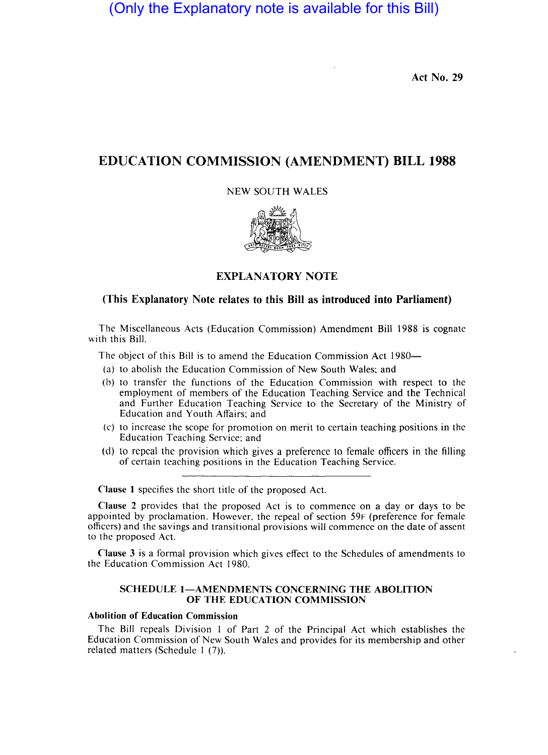(Only the Explanatory note is available for this Bill)

Act No. 29

# EDUCATION COMMISSION (AMENDMENT) BILL 1988

NEW SOUTH WALES

## EXPLANATORY NOTE

**(This Explanatory Note relates to this Bill as introduced into Parliament)**

The Miscellaneous Acts (Education Commission) Amendment Bill 1988 is cognate with this Bill.

The object of this Bill is to amend the Education Commission Act 1980—

(a) to abolish the Education Commission of New South Wales; and

(b) to transfer the functions of the Education Commission with respect to the employment of members of the Education Teaching Service and the Technical and Further Education Teaching Service to the Secretary of the Ministry of Education and Youth Affairs; and

(c) to increase the scope for promotion on merit to certain teaching positions in the Education Teaching Service; and

(d) to repeal the provision which gives a preference to female officers in the filling of certain teaching positions in the Education Teaching Service.

---

**Clause 1** specifies the short title of the proposed Act.

**Clause 2** provides that the proposed Act is to commence on a day or days to be appointed by proclamation. However, the repeal of section 59F (preference for female officers) and the savings and transitional provisions will commence on the date of assent to the proposed Act.

**Clause 3** is a formal provision which gives effect to the Schedules of amendments to the Education Commission Act 1980.

### SCHEDULE 1—AMENDMENTS CONCERNING THE ABOLITION OF THE EDUCATION COMMISSION

**Abolition of Education Commission**

The Bill repeals Division 1 of Part 2 of the Principal Act which establishes the Education Commission of New South Wales and provides for its membership and other related matters (Schedule 1 (7)).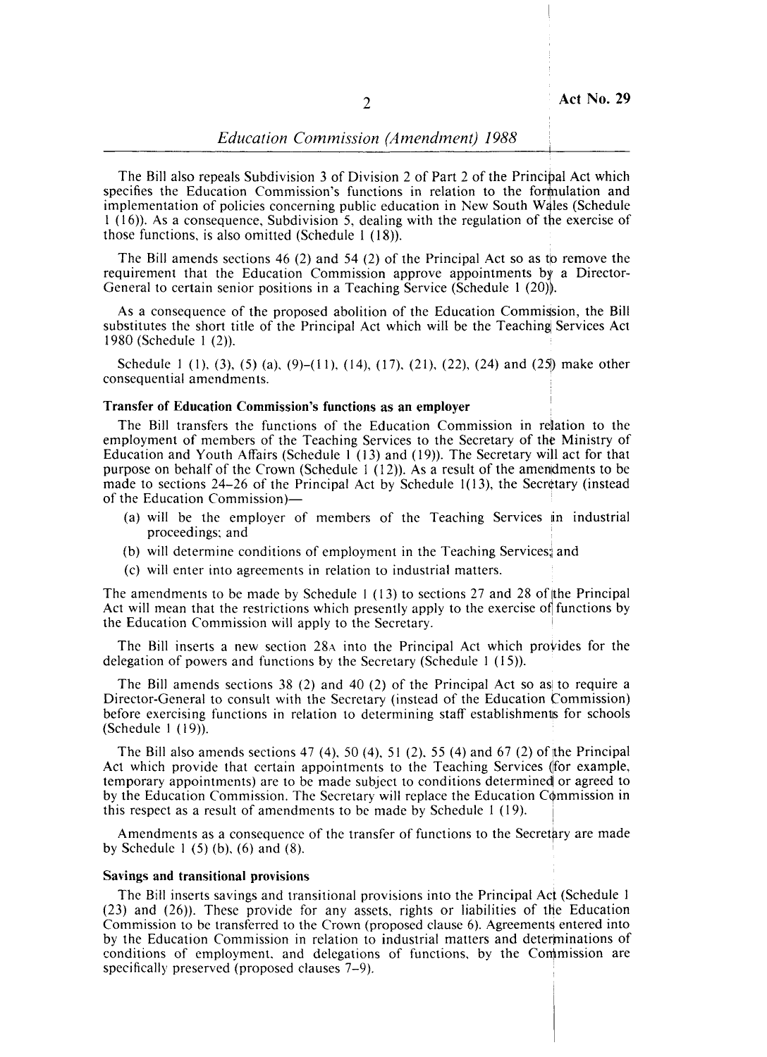The Bill also repeals Subdivision 3 of Division 2 of Part 2 of the Principal Act which specifies the Education Commission's functions in relation to the formulation and implementation of policies concerning public education in New South Wales (Schedule 1 (16)). As a consequence, Subdivision 5, dealing with the regulation of the exercise of those functions, is also omitted (Schedule 1 (18)).

The Bill amends sections 46 (2) and 54 (2) of the Principal Act so as to remove the requirement that the Education Commission approve appointments by a Director-General to certain senior positions in a Teaching Service (Schedule 1 (20)).

As a consequence of the proposed abolition of the Education Commission, the Bill substitutes the short title of the Principal Act which will be the Teaching Services Act 1980 (Schedule 1 (2)).

Schedule 1 (1), (3), (5) (a), (9)–(11), (14), (17), (21), (22), (24) and (25) make other consequential amendments.

**Transfer of Education Commission's functions as an employer**

The Bill transfers the functions of the Education Commission in relation to the employment of members of the Teaching Services to the Secretary of the Ministry of Education and Youth Affairs (Schedule 1 (13) and (19)). The Secretary will act for that purpose on behalf of the Crown (Schedule 1 (12)). As a result of the amendments to be made to sections 24–26 of the Principal Act by Schedule 1(13), the Secretary (instead of the Education Commission)—

- (a) will be the employer of members of the Teaching Services in industrial proceedings; and
- (b) will determine conditions of employment in the Teaching Services; and
- (c) will enter into agreements in relation to industrial matters.

The amendments to be made by Schedule 1 (13) to sections 27 and 28 of the Principal Act will mean that the restrictions which presently apply to the exercise of functions by the Education Commission will apply to the Secretary.

The Bill inserts a new section 28A into the Principal Act which provides for the delegation of powers and functions by the Secretary (Schedule 1 (15)).

The Bill amends sections 38 (2) and 40 (2) of the Principal Act so as to require a Director-General to consult with the Secretary (instead of the Education Commission) before exercising functions in relation to determining staff establishments for schools (Schedule 1 (19)).

The Bill also amends sections 47 (4), 50 (4), 51 (2), 55 (4) and 67 (2) of the Principal Act which provide that certain appointments to the Teaching Services (for example, temporary appointments) are to be made subject to conditions determined or agreed to by the Education Commission. The Secretary will replace the Education Commission in this respect as a result of amendments to be made by Schedule 1 (19).

Amendments as a consequence of the transfer of functions to the Secretary are made by Schedule 1 (5) (b), (6) and (8).

**Savings and transitional provisions**

The Bill inserts savings and transitional provisions into the Principal Act (Schedule 1 (23) and (26)). These provide for any assets, rights or liabilities of the Education Commission to be transferred to the Crown (proposed clause 6). Agreements entered into by the Education Commission in relation to industrial matters and determinations of conditions of employment, and delegations of functions, by the Commission are specifically preserved (proposed clauses 7–9).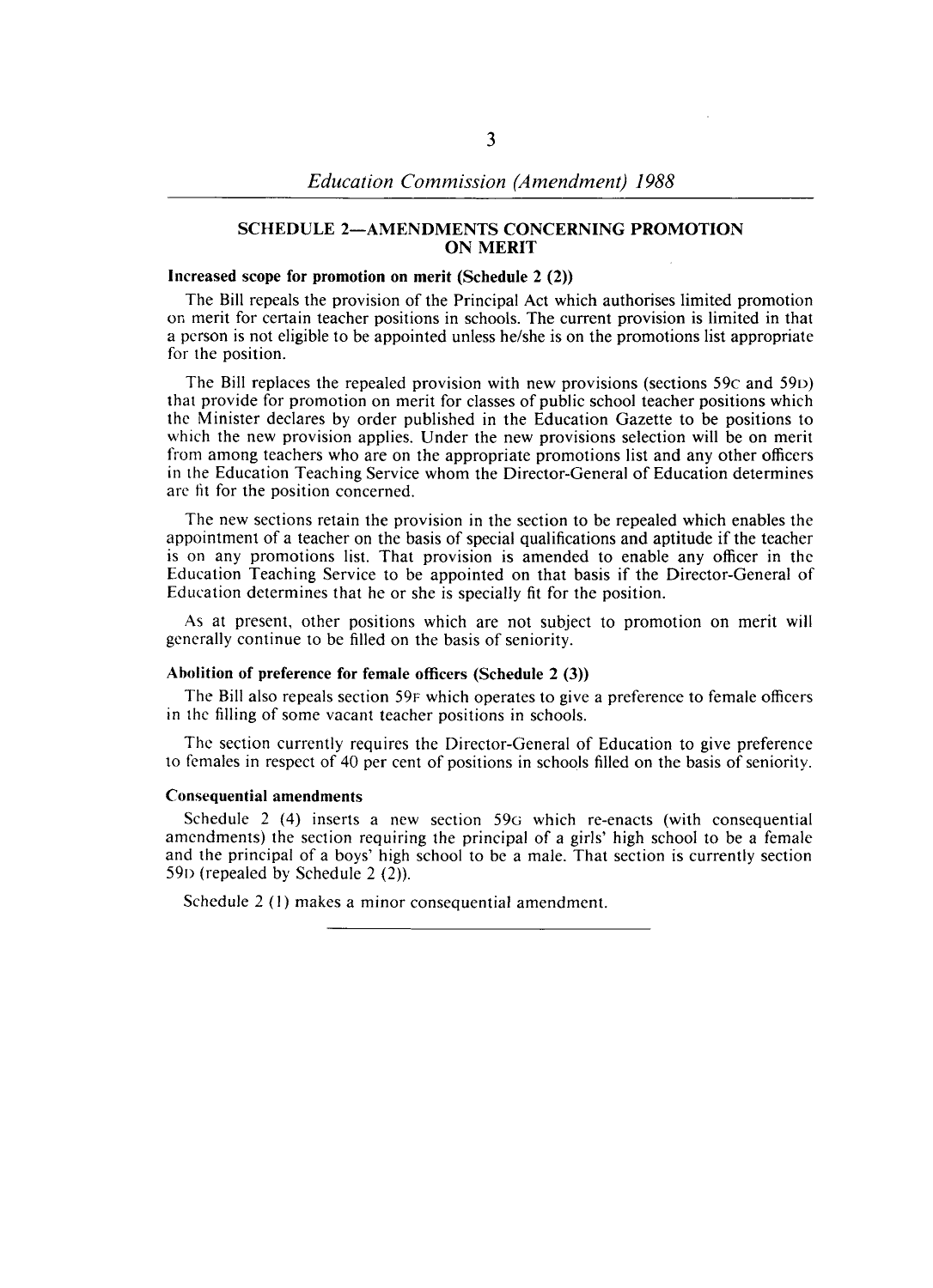## SCHEDULE 2—AMENDMENTS CONCERNING PROMOTION ON MERIT

**Increased scope for promotion on merit (Schedule 2 (2))**

The Bill repeals the provision of the Principal Act which authorises limited promotion on merit for certain teacher positions in schools. The current provision is limited in that a person is not eligible to be appointed unless he/she is on the promotions list appropriate for the position.

The Bill replaces the repealed provision with new provisions (sections 59C and 59D) that provide for promotion on merit for classes of public school teacher positions which the Minister declares by order published in the Education Gazette to be positions to which the new provision applies. Under the new provisions selection will be on merit from among teachers who are on the appropriate promotions list and any other officers in the Education Teaching Service whom the Director-General of Education determines are fit for the position concerned.

The new sections retain the provision in the section to be repealed which enables the appointment of a teacher on the basis of special qualifications and aptitude if the teacher is on any promotions list. That provision is amended to enable any officer in the Education Teaching Service to be appointed on that basis if the Director-General of Education determines that he or she is specially fit for the position.

As at present, other positions which are not subject to promotion on merit will generally continue to be filled on the basis of seniority.

**Abolition of preference for female officers (Schedule 2 (3))**

The Bill also repeals section 59F which operates to give a preference to female officers in the filling of some vacant teacher positions in schools.

The section currently requires the Director-General of Education to give preference to females in respect of 40 per cent of positions in schools filled on the basis of seniority.

**Consequential amendments**

Schedule 2 (4) inserts a new section 59G which re-enacts (with consequential amendments) the section requiring the principal of a girls' high school to be a female and the principal of a boys' high school to be a male. That section is currently section 59D (repealed by Schedule 2 (2)).

Schedule 2 (1) makes a minor consequential amendment.